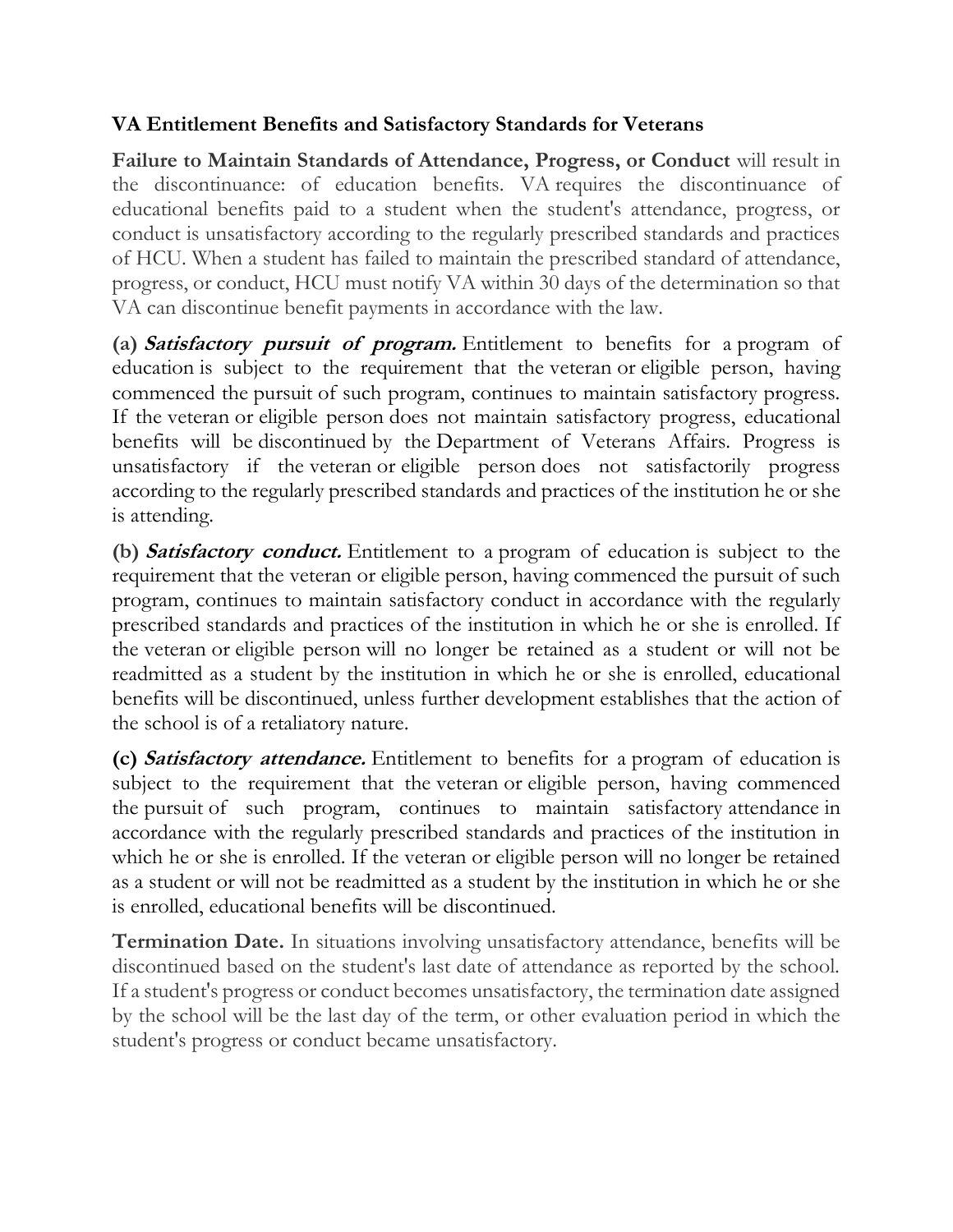**VA Entitlement Benefits and Satisfactory Standards for Veterans**

**Failure to Maintain Standards of Attendance, Progress, or Conduct** will result in the discontinuance: of education benefits. VA requires the discontinuance of educational benefits paid to a student when the student's attendance, progress, or conduct is unsatisfactory according to the regularly prescribed standards and practices of HCU. When a student has failed to maintain the prescribed standard of attendance, progress, or conduct, HCU must notify VA within 30 days of the determination so that VA can discontinue benefit payments in accordance with the law.

**(a)** ***Satisfactory pursuit of program.*** Entitlement to benefits for a program of education is subject to the requirement that the veteran or eligible person, having commenced the pursuit of such program, continues to maintain satisfactory progress. If the veteran or eligible person does not maintain satisfactory progress, educational benefits will be discontinued by the Department of Veterans Affairs. Progress is unsatisfactory if the veteran or eligible person does not satisfactorily progress according to the regularly prescribed standards and practices of the institution he or she is attending.

**(b)** ***Satisfactory conduct.*** Entitlement to a program of education is subject to the requirement that the veteran or eligible person, having commenced the pursuit of such program, continues to maintain satisfactory conduct in accordance with the regularly prescribed standards and practices of the institution in which he or she is enrolled. If the veteran or eligible person will no longer be retained as a student or will not be readmitted as a student by the institution in which he or she is enrolled, educational benefits will be discontinued, unless further development establishes that the action of the school is of a retaliatory nature.

**(c)** ***Satisfactory attendance.*** Entitlement to benefits for a program of education is subject to the requirement that the veteran or eligible person, having commenced the pursuit of such program, continues to maintain satisfactory attendance in accordance with the regularly prescribed standards and practices of the institution in which he or she is enrolled. If the veteran or eligible person will no longer be retained as a student or will not be readmitted as a student by the institution in which he or she is enrolled, educational benefits will be discontinued.

**Termination Date.** In situations involving unsatisfactory attendance, benefits will be discontinued based on the student's last date of attendance as reported by the school. If a student's progress or conduct becomes unsatisfactory, the termination date assigned by the school will be the last day of the term, or other evaluation period in which the student's progress or conduct became unsatisfactory.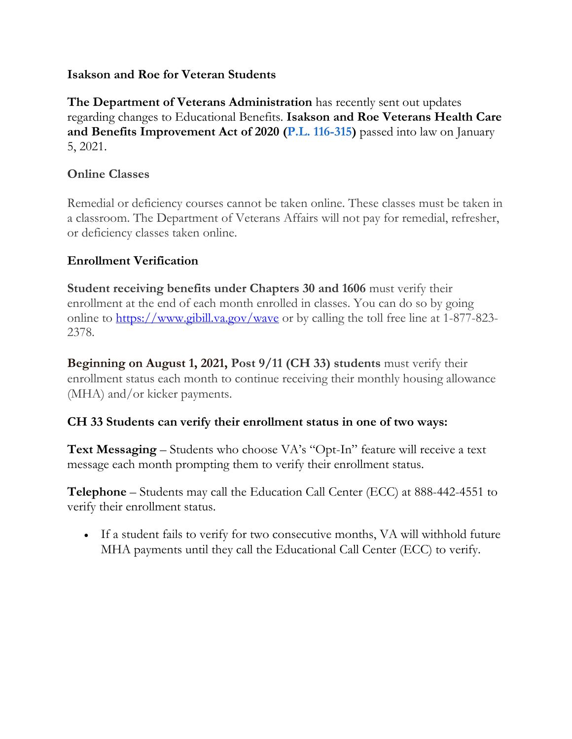**Isakson and Roe for Veteran Students**

**The Department of Veterans Administration** has recently sent out updates regarding changes to Educational Benefits. **Isakson and Roe Veterans Health Care and Benefits Improvement Act of 2020 (P.L. 116-315)** passed into law on January 5, 2021.

### Online Classes

Remedial or deficiency courses cannot be taken online. These classes must be taken in a classroom. The Department of Veterans Affairs will not pay for remedial, refresher, or deficiency classes taken online.

### Enrollment Verification

**Student receiving benefits under Chapters 30 and 1606** must verify their enrollment at the end of each month enrolled in classes. You can do so by going online to https://www.gibill.va.gov/wave or by calling the toll free line at 1-877-823-2378.

**Beginning on August 1, 2021, Post 9/11 (CH 33) students** must verify their enrollment status each month to continue receiving their monthly housing allowance (MHA) and/or kicker payments.

**CH 33 Students can verify their enrollment status in one of two ways:**

**Text Messaging** – Students who choose VA's "Opt-In" feature will receive a text message each month prompting them to verify their enrollment status.

**Telephone** – Students may call the Education Call Center (ECC) at 888-442-4551 to verify their enrollment status.

- If a student fails to verify for two consecutive months, VA will withhold future MHA payments until they call the Educational Call Center (ECC) to verify.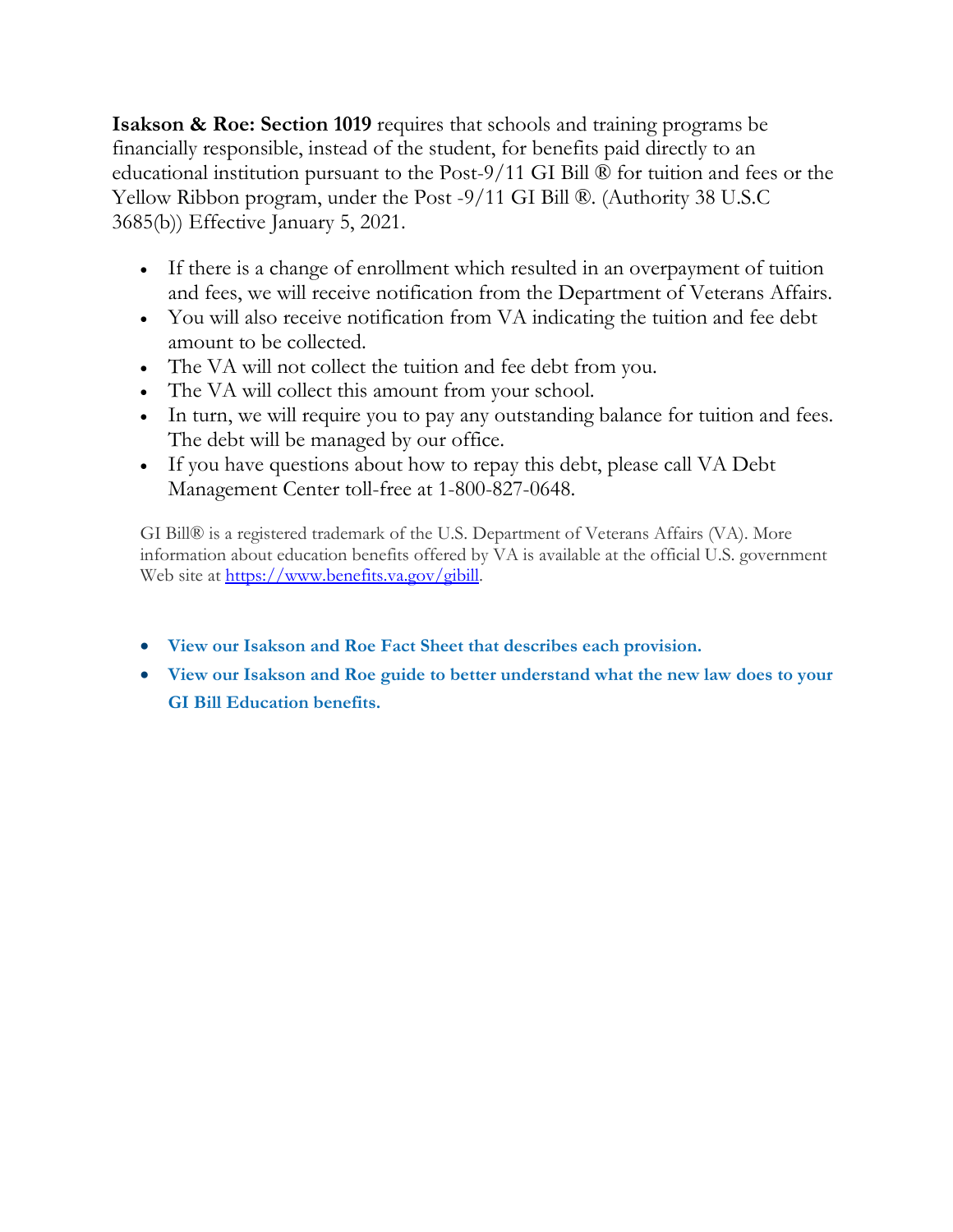**Isakson & Roe: Section 1019** requires that schools and training programs be financially responsible, instead of the student, for benefits paid directly to an educational institution pursuant to the Post-9/11 GI Bill ® for tuition and fees or the Yellow Ribbon program, under the Post -9/11 GI Bill ®. (Authority 38 U.S.C 3685(b)) Effective January 5, 2021.

- If there is a change of enrollment which resulted in an overpayment of tuition and fees, we will receive notification from the Department of Veterans Affairs.
- You will also receive notification from VA indicating the tuition and fee debt amount to be collected.
- The VA will not collect the tuition and fee debt from you.
- The VA will collect this amount from your school.
- In turn, we will require you to pay any outstanding balance for tuition and fees. The debt will be managed by our office.
- If you have questions about how to repay this debt, please call VA Debt Management Center toll-free at 1-800-827-0648.

GI Bill® is a registered trademark of the U.S. Department of Veterans Affairs (VA). More information about education benefits offered by VA is available at the official U.S. government Web site at [https://www.benefits.va.gov/gibill](https://www.benefits.va.gov/gibill).

- **View our Isakson and Roe Fact Sheet that describes each provision.**
- **View our Isakson and Roe guide to better understand what the new law does to your GI Bill Education benefits.**